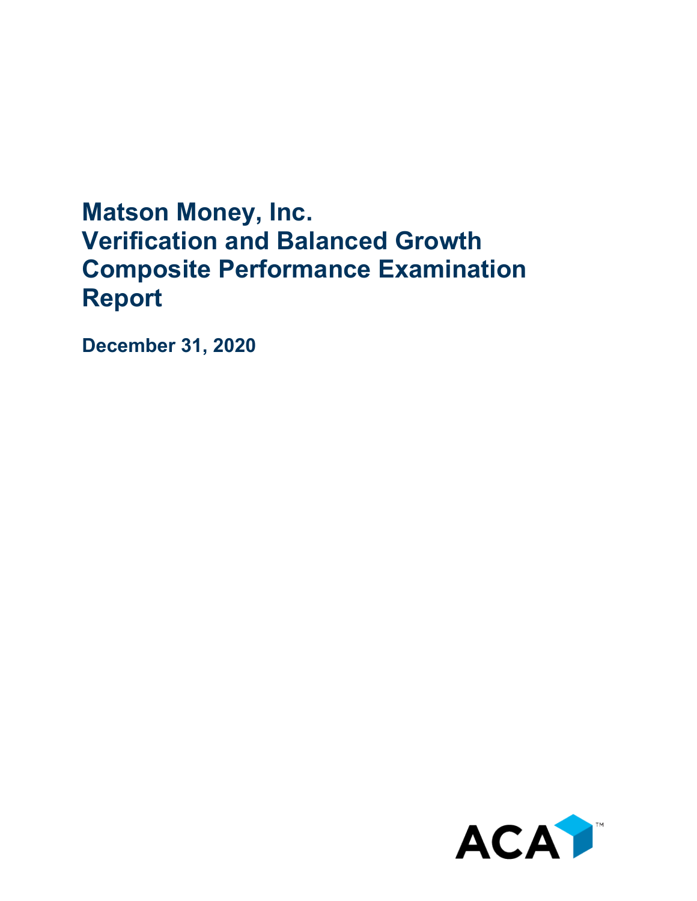# Matson Money, Inc.
# Verification and Balanced Growth Composite Performance Examination Report

**December 31, 2020**

ACA™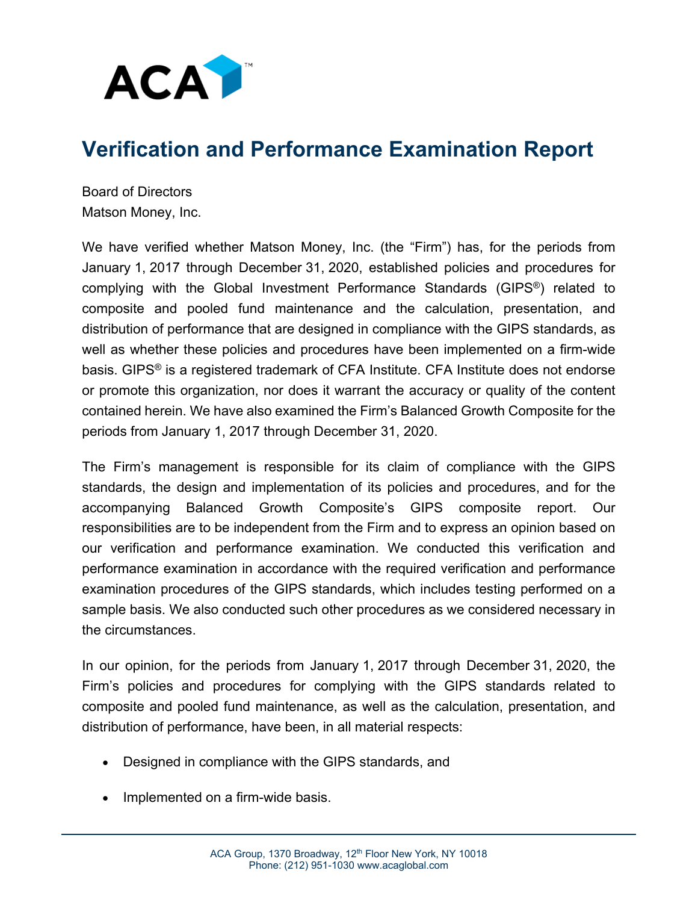# Verification and Performance Examination Report

Board of Directors
Matson Money, Inc.

We have verified whether Matson Money, Inc. (the "Firm") has, for the periods from January 1, 2017 through December 31, 2020, established policies and procedures for complying with the Global Investment Performance Standards (GIPS®) related to composite and pooled fund maintenance and the calculation, presentation, and distribution of performance that are designed in compliance with the GIPS standards, as well as whether these policies and procedures have been implemented on a firm-wide basis. GIPS® is a registered trademark of CFA Institute. CFA Institute does not endorse or promote this organization, nor does it warrant the accuracy or quality of the content contained herein. We have also examined the Firm's Balanced Growth Composite for the periods from January 1, 2017 through December 31, 2020.

The Firm's management is responsible for its claim of compliance with the GIPS standards, the design and implementation of its policies and procedures, and for the accompanying Balanced Growth Composite's GIPS composite report. Our responsibilities are to be independent from the Firm and to express an opinion based on our verification and performance examination. We conducted this verification and performance examination in accordance with the required verification and performance examination procedures of the GIPS standards, which includes testing performed on a sample basis. We also conducted such other procedures as we considered necessary in the circumstances.

In our opinion, for the periods from January 1, 2017 through December 31, 2020, the Firm's policies and procedures for complying with the GIPS standards related to composite and pooled fund maintenance, as well as the calculation, presentation, and distribution of performance, have been, in all material respects:

- Designed in compliance with the GIPS standards, and
- Implemented on a firm-wide basis.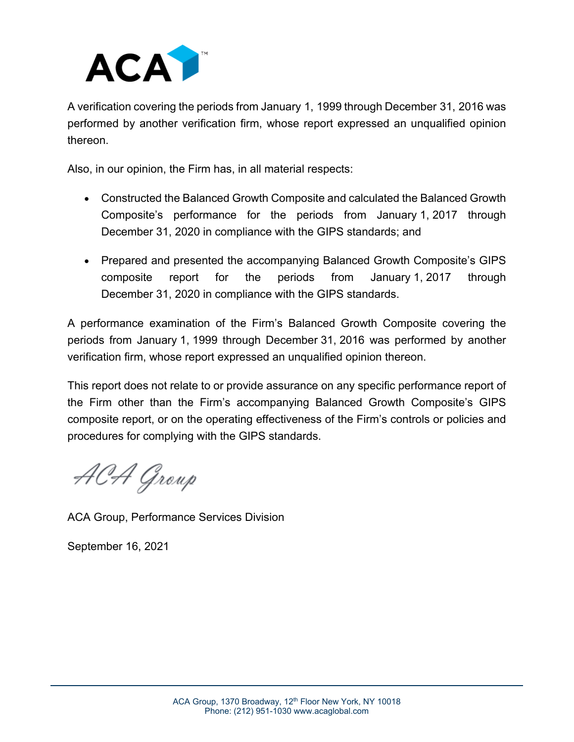A verification covering the periods from January 1, 1999 through December 31, 2016 was performed by another verification firm, whose report expressed an unqualified opinion thereon.

Also, in our opinion, the Firm has, in all material respects:

- Constructed the Balanced Growth Composite and calculated the Balanced Growth Composite's performance for the periods from January 1, 2017 through December 31, 2020 in compliance with the GIPS standards; and
- Prepared and presented the accompanying Balanced Growth Composite's GIPS composite report for the periods from January 1, 2017 through December 31, 2020 in compliance with the GIPS standards.

A performance examination of the Firm's Balanced Growth Composite covering the periods from January 1, 1999 through December 31, 2016 was performed by another verification firm, whose report expressed an unqualified opinion thereon.

This report does not relate to or provide assurance on any specific performance report of the Firm other than the Firm's accompanying Balanced Growth Composite's GIPS composite report, or on the operating effectiveness of the Firm's controls or policies and procedures for complying with the GIPS standards.

*ACA Group*

ACA Group, Performance Services Division

September 16, 2021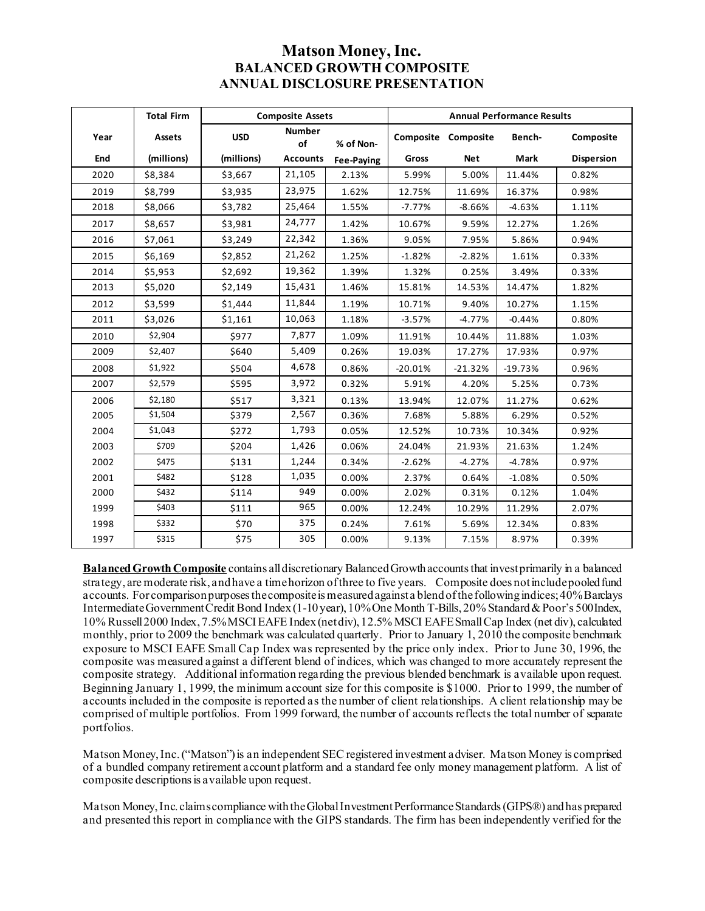# Matson Money, Inc.
## BALANCED GROWTH COMPOSITE
## ANNUAL DISCLOSURE PRESENTATION

| | Total Firm | Composite Assets | | | Annual Performance Results | | | |
|---|---|---|---|---|---|---|---|---|
| Year End | Assets (millions) | USD (millions) | Number of Accounts | % of Non-Fee-Paying | Composite Gross | Composite Net | Bench-Mark | Composite Dispersion |
| 2020 | $8,384 | $3,667 | 21,105 | 2.13% | 5.99% | 5.00% | 11.44% | 0.82% |
| 2019 | $8,799 | $3,935 | 23,975 | 1.62% | 12.75% | 11.69% | 16.37% | 0.98% |
| 2018 | $8,066 | $3,782 | 25,464 | 1.55% | -7.77% | -8.66% | -4.63% | 1.11% |
| 2017 | $8,657 | $3,981 | 24,777 | 1.42% | 10.67% | 9.59% | 12.27% | 1.26% |
| 2016 | $7,061 | $3,249 | 22,342 | 1.36% | 9.05% | 7.95% | 5.86% | 0.94% |
| 2015 | $6,169 | $2,852 | 21,262 | 1.25% | -1.82% | -2.82% | 1.61% | 0.33% |
| 2014 | $5,953 | $2,692 | 19,362 | 1.39% | 1.32% | 0.25% | 3.49% | 0.33% |
| 2013 | $5,020 | $2,149 | 15,431 | 1.46% | 15.81% | 14.53% | 14.47% | 1.82% |
| 2012 | $3,599 | $1,444 | 11,844 | 1.19% | 10.71% | 9.40% | 10.27% | 1.15% |
| 2011 | $3,026 | $1,161 | 10,063 | 1.18% | -3.57% | -4.77% | -0.44% | 0.80% |
| 2010 | $2,904 | $977 | 7,877 | 1.09% | 11.91% | 10.44% | 11.88% | 1.03% |
| 2009 | $2,407 | $640 | 5,409 | 0.26% | 19.03% | 17.27% | 17.93% | 0.97% |
| 2008 | $1,922 | $504 | 4,678 | 0.86% | -20.01% | -21.32% | -19.73% | 0.96% |
| 2007 | $2,579 | $595 | 3,972 | 0.32% | 5.91% | 4.20% | 5.25% | 0.73% |
| 2006 | $2,180 | $517 | 3,321 | 0.13% | 13.94% | 12.07% | 11.27% | 0.62% |
| 2005 | $1,504 | $379 | 2,567 | 0.36% | 7.68% | 5.88% | 6.29% | 0.52% |
| 2004 | $1,043 | $272 | 1,793 | 0.05% | 12.52% | 10.73% | 10.34% | 0.92% |
| 2003 | $709 | $204 | 1,426 | 0.06% | 24.04% | 21.93% | 21.63% | 1.24% |
| 2002 | $475 | $131 | 1,244 | 0.34% | -2.62% | -4.27% | -4.78% | 0.97% |
| 2001 | $482 | $128 | 1,035 | 0.00% | 2.37% | 0.64% | -1.08% | 0.50% |
| 2000 | $432 | $114 | 949 | 0.00% | 2.02% | 0.31% | 0.12% | 1.04% |
| 1999 | $403 | $111 | 965 | 0.00% | 12.24% | 10.29% | 11.29% | 2.07% |
| 1998 | $332 | $70 | 375 | 0.24% | 7.61% | 5.69% | 12.34% | 0.83% |
| 1997 | $315 | $75 | 305 | 0.00% | 9.13% | 7.15% | 8.97% | 0.39% |

**Balanced Growth Composite** contains all discretionary Balanced Growth accounts that invest primarily in a balanced strategy, are moderate risk, and have a time horizon of three to five years. Composite does not include pooled fund accounts. For comparison purposes the composite is measured against a blend of the following indices; 40% Barclays Intermediate Government Credit Bond Index (1-10 year), 10% One Month T-Bills, 20% Standard & Poor's 500 Index, 10% Russell 2000 Index, 7.5% MSCI EAFE Index (net div), 12.5% MSCI EAFE Small Cap Index (net div), calculated monthly, prior to 2009 the benchmark was calculated quarterly. Prior to January 1, 2010 the composite benchmark exposure to MSCI EAFE Small Cap Index was represented by the price only index. Prior to June 30, 1996, the composite was measured against a different blend of indices, which was changed to more accurately represent the composite strategy. Additional information regarding the previous blended benchmark is available upon request. Beginning January 1, 1999, the minimum account size for this composite is $1000. Prior to 1999, the number of accounts included in the composite is reported as the number of client relationships. A client relationship may be comprised of multiple portfolios. From 1999 forward, the number of accounts reflects the total number of separate portfolios.

Matson Money, Inc. ("Matson") is an independent SEC registered investment adviser. Matson Money is comprised of a bundled company retirement account platform and a standard fee only money management platform. A list of composite descriptions is available upon request.

Matson Money, Inc. claims compliance with the Global Investment Performance Standards (GIPS®) and has prepared and presented this report in compliance with the GIPS standards. The firm has been independently verified for the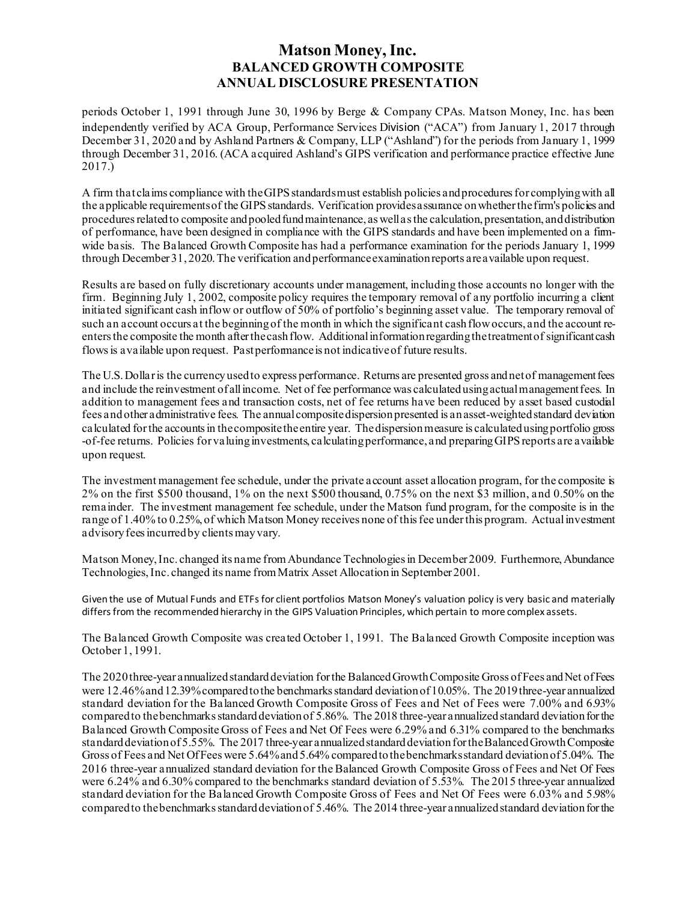# Matson Money, Inc.
## BALANCED GROWTH COMPOSITE
## ANNUAL DISCLOSURE PRESENTATION

periods October 1, 1991 through June 30, 1996 by Berge & Company CPAs. Matson Money, Inc. has been independently verified by ACA Group, Performance Services Division ("ACA") from January 1, 2017 through December 31, 2020 and by Ashland Partners & Company, LLP ("Ashland") for the periods from January 1, 1999 through December 31, 2016. (ACA acquired Ashland's GIPS verification and performance practice effective June 2017.)

A firm that claims compliance with the GIPS standards must establish policies and procedures for complying with all the applicable requirements of the GIPS standards. Verification provides assurance on whether the firm's policies and procedures related to composite and pooled fund maintenance, as well as the calculation, presentation, and distribution of performance, have been designed in compliance with the GIPS standards and have been implemented on a firm-wide basis. The Balanced Growth Composite has had a performance examination for the periods January 1, 1999 through December 31, 2020. The verification and performance examination reports are available upon request.

Results are based on fully discretionary accounts under management, including those accounts no longer with the firm. Beginning July 1, 2002, composite policy requires the temporary removal of any portfolio incurring a client initiated significant cash inflow or outflow of 50% of portfolio's beginning asset value. The temporary removal of such an account occurs at the beginning of the month in which the significant cash flow occurs, and the account re-enters the composite the month after the cash flow. Additional information regarding the treatment of significant cash flows is available upon request. Past performance is not indicative of future results.

The U.S. Dollar is the currency used to express performance. Returns are presented gross and net of management fees and include the reinvestment of all income. Net of fee performance was calculated using actual management fees. In addition to management fees and transaction costs, net of fee returns have been reduced by asset based custodial fees and other administrative fees. The annual composite dispersion presented is an asset-weighted standard deviation calculated for the accounts in the composite the entire year. The dispersion measure is calculated using portfolio gross -of-fee returns. Policies for valuing investments, calculating performance, and preparing GIPS reports are available upon request.

The investment management fee schedule, under the private account asset allocation program, for the composite is 2% on the first $500 thousand, 1% on the next $500 thousand, 0.75% on the next $3 million, and 0.50% on the remainder. The investment management fee schedule, under the Matson fund program, for the composite is in the range of 1.40% to 0.25%, of which Matson Money receives none of this fee under this program. Actual investment advisory fees incurred by clients may vary.

Matson Money, Inc. changed its name from Abundance Technologies in December 2009. Furthermore, Abundance Technologies, Inc. changed its name from Matrix Asset Allocation in September 2001.

Given the use of Mutual Funds and ETFs for client portfolios Matson Money's valuation policy is very basic and materially differs from the recommended hierarchy in the GIPS Valuation Principles, which pertain to more complex assets.

The Balanced Growth Composite was created October 1, 1991. The Balanced Growth Composite inception was October 1, 1991.

The 2020 three-year annualized standard deviation for the Balanced Growth Composite Gross of Fees and Net of Fees were 12.46% and 12.39% compared to the benchmarks standard deviation of 10.05%. The 2019 three-year annualized standard deviation for the Balanced Growth Composite Gross of Fees and Net of Fees were 7.00% and 6.93% compared to the benchmarks standard deviation of 5.86%. The 2018 three-year annualized standard deviation for the Balanced Growth Composite Gross of Fees and Net Of Fees were 6.29% and 6.31% compared to the benchmarks standard deviation of 5.55%. The 2017 three-year annualized standard deviation for the Balanced Growth Composite Gross of Fees and Net Of Fees were 5.64% and 5.64% compared to the benchmarks standard deviation of 5.04%. The 2016 three-year annualized standard deviation for the Balanced Growth Composite Gross of Fees and Net Of Fees were 6.24% and 6.30% compared to the benchmarks standard deviation of 5.53%. The 2015 three-year annualized standard deviation for the Balanced Growth Composite Gross of Fees and Net Of Fees were 6.03% and 5.98% compared to the benchmarks standard deviation of 5.46%. The 2014 three-year annualized standard deviation for the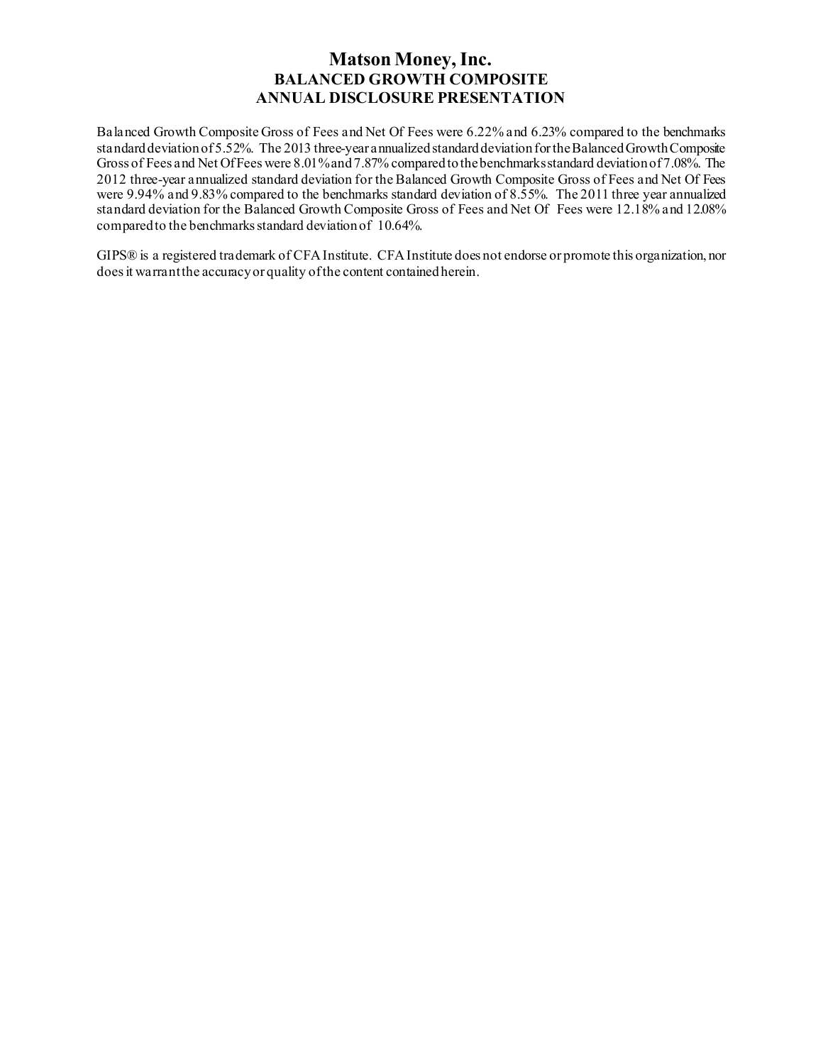# Matson Money, Inc.

## BALANCED GROWTH COMPOSITE
## ANNUAL DISCLOSURE PRESENTATION

Balanced Growth Composite Gross of Fees and Net Of Fees were 6.22% and 6.23% compared to the benchmarks standard deviation of 5.52%. The 2013 three-year annualized standard deviation for the Balanced Growth Composite Gross of Fees and Net Of Fees were 8.01% and 7.87% compared to the benchmarks standard deviation of 7.08%. The 2012 three-year annualized standard deviation for the Balanced Growth Composite Gross of Fees and Net Of Fees were 9.94% and 9.83% compared to the benchmarks standard deviation of 8.55%. The 2011 three year annualized standard deviation for the Balanced Growth Composite Gross of Fees and Net Of Fees were 12.18% and 12.08% compared to the benchmarks standard deviation of 10.64%.

GIPS® is a registered trademark of CFA Institute. CFA Institute does not endorse or promote this organization, nor does it warrant the accuracy or quality of the content contained herein.